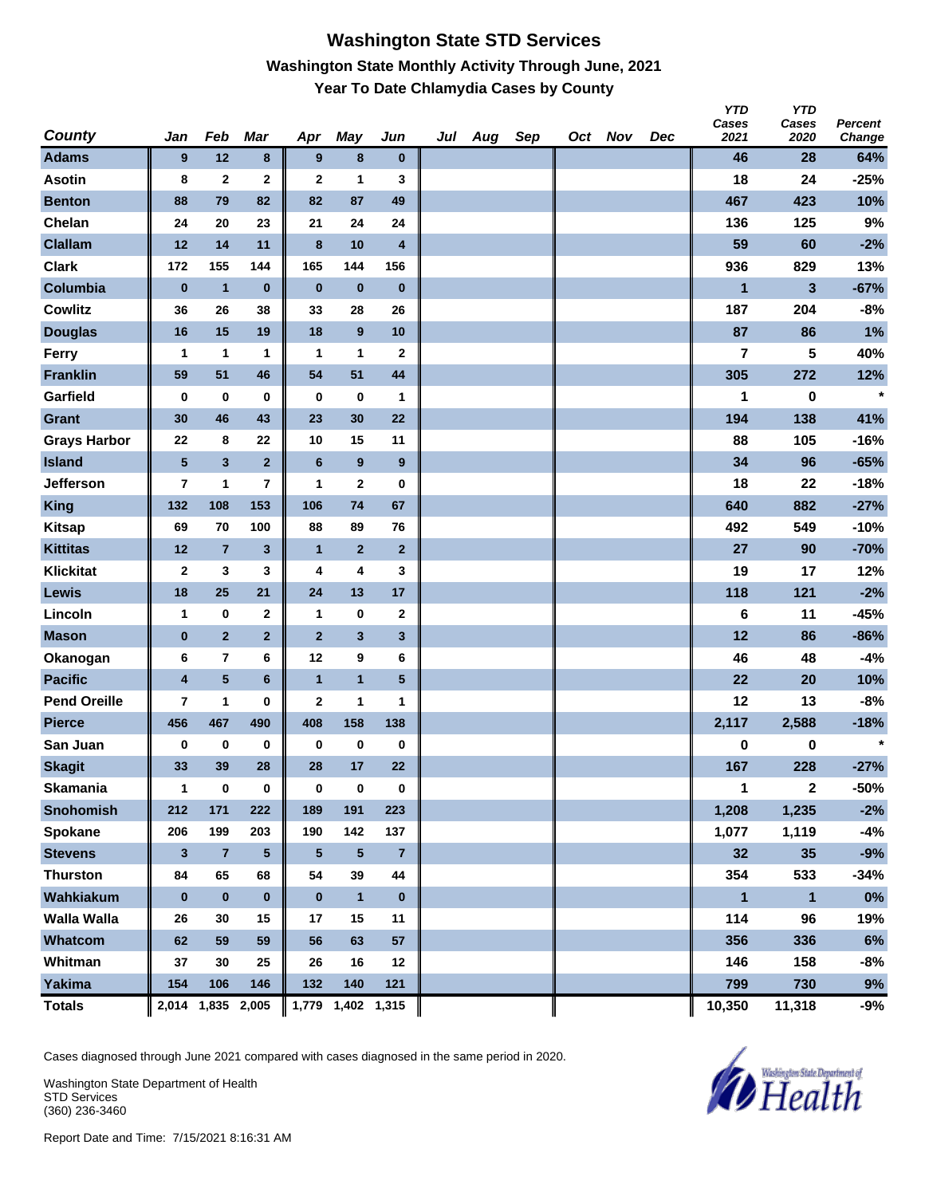# Washington State STD Services

## Washington State Monthly Activity Through June, 2021

### Year To Date Chlamydia Cases by County

| County | Jan | Feb | Mar | Apr | May | Jun | Jul | Aug | Sep | Oct | Nov | Dec | YTD Cases 2021 | YTD Cases 2020 | Percent Change |
|---|---|---|---|---|---|---|---|---|---|---|---|---|---|---|---|
| Adams | 9 | 12 | 8 | 9 | 8 | 0 | | | | | | | 46 | 28 | 64% |
| Asotin | 8 | 2 | 2 | 2 | 1 | 3 | | | | | | | 18 | 24 | -25% |
| Benton | 88 | 79 | 82 | 82 | 87 | 49 | | | | | | | 467 | 423 | 10% |
| Chelan | 24 | 20 | 23 | 21 | 24 | 24 | | | | | | | 136 | 125 | 9% |
| Clallam | 12 | 14 | 11 | 8 | 10 | 4 | | | | | | | 59 | 60 | -2% |
| Clark | 172 | 155 | 144 | 165 | 144 | 156 | | | | | | | 936 | 829 | 13% |
| Columbia | 0 | 1 | 0 | 0 | 0 | 0 | | | | | | | 1 | 3 | -67% |
| Cowlitz | 36 | 26 | 38 | 33 | 28 | 26 | | | | | | | 187 | 204 | -8% |
| Douglas | 16 | 15 | 19 | 18 | 9 | 10 | | | | | | | 87 | 86 | 1% |
| Ferry | 1 | 1 | 1 | 1 | 1 | 2 | | | | | | | 7 | 5 | 40% |
| Franklin | 59 | 51 | 46 | 54 | 51 | 44 | | | | | | | 305 | 272 | 12% |
| Garfield | 0 | 0 | 0 | 0 | 0 | 1 | | | | | | | 1 | 0 | * |
| Grant | 30 | 46 | 43 | 23 | 30 | 22 | | | | | | | 194 | 138 | 41% |
| Grays Harbor | 22 | 8 | 22 | 10 | 15 | 11 | | | | | | | 88 | 105 | -16% |
| Island | 5 | 3 | 2 | 6 | 9 | 9 | | | | | | | 34 | 96 | -65% |
| Jefferson | 7 | 1 | 7 | 1 | 2 | 0 | | | | | | | 18 | 22 | -18% |
| King | 132 | 108 | 153 | 106 | 74 | 67 | | | | | | | 640 | 882 | -27% |
| Kitsap | 69 | 70 | 100 | 88 | 89 | 76 | | | | | | | 492 | 549 | -10% |
| Kittitas | 12 | 7 | 3 | 1 | 2 | 2 | | | | | | | 27 | 90 | -70% |
| Klickitat | 2 | 3 | 3 | 4 | 4 | 3 | | | | | | | 19 | 17 | 12% |
| Lewis | 18 | 25 | 21 | 24 | 13 | 17 | | | | | | | 118 | 121 | -2% |
| Lincoln | 1 | 0 | 2 | 1 | 0 | 2 | | | | | | | 6 | 11 | -45% |
| Mason | 0 | 2 | 2 | 2 | 3 | 3 | | | | | | | 12 | 86 | -86% |
| Okanogan | 6 | 7 | 6 | 12 | 9 | 6 | | | | | | | 46 | 48 | -4% |
| Pacific | 4 | 5 | 6 | 1 | 1 | 5 | | | | | | | 22 | 20 | 10% |
| Pend Oreille | 7 | 1 | 0 | 2 | 1 | 1 | | | | | | | 12 | 13 | -8% |
| Pierce | 456 | 467 | 490 | 408 | 158 | 138 | | | | | | | 2,117 | 2,588 | -18% |
| San Juan | 0 | 0 | 0 | 0 | 0 | 0 | | | | | | | 0 | 0 | * |
| Skagit | 33 | 39 | 28 | 28 | 17 | 22 | | | | | | | 167 | 228 | -27% |
| Skamania | 1 | 0 | 0 | 0 | 0 | 0 | | | | | | | 1 | 2 | -50% |
| Snohomish | 212 | 171 | 222 | 189 | 191 | 223 | | | | | | | 1,208 | 1,235 | -2% |
| Spokane | 206 | 199 | 203 | 190 | 142 | 137 | | | | | | | 1,077 | 1,119 | -4% |
| Stevens | 3 | 7 | 5 | 5 | 5 | 7 | | | | | | | 32 | 35 | -9% |
| Thurston | 84 | 65 | 68 | 54 | 39 | 44 | | | | | | | 354 | 533 | -34% |
| Wahkiakum | 0 | 0 | 0 | 0 | 1 | 0 | | | | | | | 1 | 1 | 0% |
| Walla Walla | 26 | 30 | 15 | 17 | 15 | 11 | | | | | | | 114 | 96 | 19% |
| Whatcom | 62 | 59 | 59 | 56 | 63 | 57 | | | | | | | 356 | 336 | 6% |
| Whitman | 37 | 30 | 25 | 26 | 16 | 12 | | | | | | | 146 | 158 | -8% |
| Yakima | 154 | 106 | 146 | 132 | 140 | 121 | | | | | | | 799 | 730 | 9% |
| **Totals** | **2,014** | **1,835** | **2,005** | **1,779** | **1,402** | **1,315** | | | | | | | **10,350** | **11,318** | **-9%** |

Cases diagnosed through June 2021 compared with cases diagnosed in the same period in 2020.

Washington State Department of Health
STD Services
(360) 236-3460

Report Date and Time: 7/15/2021 8:16:31 AM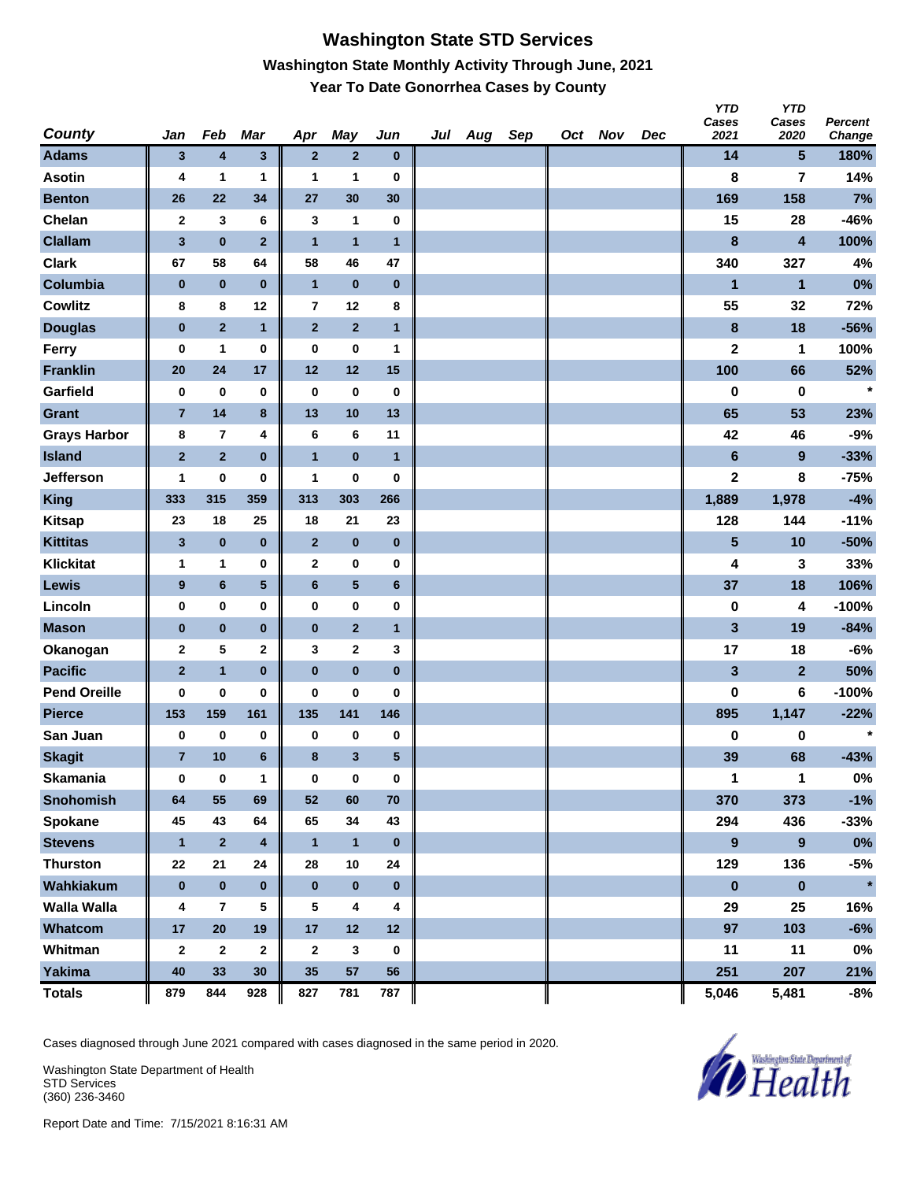# Washington State STD Services

## Washington State Monthly Activity Through June, 2021

### Year To Date Gonorrhea Cases by County

| County | Jan | Feb | Mar | Apr | May | Jun | Jul | Aug | Sep | Oct | Nov | Dec | YTD Cases 2021 | YTD Cases 2020 | Percent Change |
|---|---|---|---|---|---|---|---|---|---|---|---|---|---|---|---|
| Adams | 3 | 4 | 3 | 2 | 2 | 0 | | | | | | | 14 | 5 | 180% |
| Asotin | 4 | 1 | 1 | 1 | 1 | 0 | | | | | | | 8 | 7 | 14% |
| Benton | 26 | 22 | 34 | 27 | 30 | 30 | | | | | | | 169 | 158 | 7% |
| Chelan | 2 | 3 | 6 | 3 | 1 | 0 | | | | | | | 15 | 28 | -46% |
| Clallam | 3 | 0 | 2 | 1 | 1 | 1 | | | | | | | 8 | 4 | 100% |
| Clark | 67 | 58 | 64 | 58 | 46 | 47 | | | | | | | 340 | 327 | 4% |
| Columbia | 0 | 0 | 0 | 1 | 0 | 0 | | | | | | | 1 | 1 | 0% |
| Cowlitz | 8 | 8 | 12 | 7 | 12 | 8 | | | | | | | 55 | 32 | 72% |
| Douglas | 0 | 2 | 1 | 2 | 2 | 1 | | | | | | | 8 | 18 | -56% |
| Ferry | 0 | 1 | 0 | 0 | 0 | 1 | | | | | | | 2 | 1 | 100% |
| Franklin | 20 | 24 | 17 | 12 | 12 | 15 | | | | | | | 100 | 66 | 52% |
| Garfield | 0 | 0 | 0 | 0 | 0 | 0 | | | | | | | 0 | 0 | * |
| Grant | 7 | 14 | 8 | 13 | 10 | 13 | | | | | | | 65 | 53 | 23% |
| Grays Harbor | 8 | 7 | 4 | 6 | 6 | 11 | | | | | | | 42 | 46 | -9% |
| Island | 2 | 2 | 0 | 1 | 0 | 1 | | | | | | | 6 | 9 | -33% |
| Jefferson | 1 | 0 | 0 | 1 | 0 | 0 | | | | | | | 2 | 8 | -75% |
| King | 333 | 315 | 359 | 313 | 303 | 266 | | | | | | | 1,889 | 1,978 | -4% |
| Kitsap | 23 | 18 | 25 | 18 | 21 | 23 | | | | | | | 128 | 144 | -11% |
| Kittitas | 3 | 0 | 0 | 2 | 0 | 0 | | | | | | | 5 | 10 | -50% |
| Klickitat | 1 | 1 | 0 | 2 | 0 | 0 | | | | | | | 4 | 3 | 33% |
| Lewis | 9 | 6 | 5 | 6 | 5 | 6 | | | | | | | 37 | 18 | 106% |
| Lincoln | 0 | 0 | 0 | 0 | 0 | 0 | | | | | | | 0 | 4 | -100% |
| Mason | 0 | 0 | 0 | 0 | 2 | 1 | | | | | | | 3 | 19 | -84% |
| Okanogan | 2 | 5 | 2 | 3 | 2 | 3 | | | | | | | 17 | 18 | -6% |
| Pacific | 2 | 1 | 0 | 0 | 0 | 0 | | | | | | | 3 | 2 | 50% |
| Pend Oreille | 0 | 0 | 0 | 0 | 0 | 0 | | | | | | | 0 | 6 | -100% |
| Pierce | 153 | 159 | 161 | 135 | 141 | 146 | | | | | | | 895 | 1,147 | -22% |
| San Juan | 0 | 0 | 0 | 0 | 0 | 0 | | | | | | | 0 | 0 | * |
| Skagit | 7 | 10 | 6 | 8 | 3 | 5 | | | | | | | 39 | 68 | -43% |
| Skamania | 0 | 0 | 1 | 0 | 0 | 0 | | | | | | | 1 | 1 | 0% |
| Snohomish | 64 | 55 | 69 | 52 | 60 | 70 | | | | | | | 370 | 373 | -1% |
| Spokane | 45 | 43 | 64 | 65 | 34 | 43 | | | | | | | 294 | 436 | -33% |
| Stevens | 1 | 2 | 4 | 1 | 1 | 0 | | | | | | | 9 | 9 | 0% |
| Thurston | 22 | 21 | 24 | 28 | 10 | 24 | | | | | | | 129 | 136 | -5% |
| Wahkiakum | 0 | 0 | 0 | 0 | 0 | 0 | | | | | | | 0 | 0 | * |
| Walla Walla | 4 | 7 | 5 | 5 | 4 | 4 | | | | | | | 29 | 25 | 16% |
| Whatcom | 17 | 20 | 19 | 17 | 12 | 12 | | | | | | | 97 | 103 | -6% |
| Whitman | 2 | 2 | 2 | 2 | 3 | 0 | | | | | | | 11 | 11 | 0% |
| Yakima | 40 | 33 | 30 | 35 | 57 | 56 | | | | | | | 251 | 207 | 21% |
| Totals | 879 | 844 | 928 | 827 | 781 | 787 | | | | | | | 5,046 | 5,481 | -8% |

Cases diagnosed through June 2021 compared with cases diagnosed in the same period in 2020.

Washington State Department of Health
STD Services
(360) 236-3460

Report Date and Time: 7/15/2021 8:16:31 AM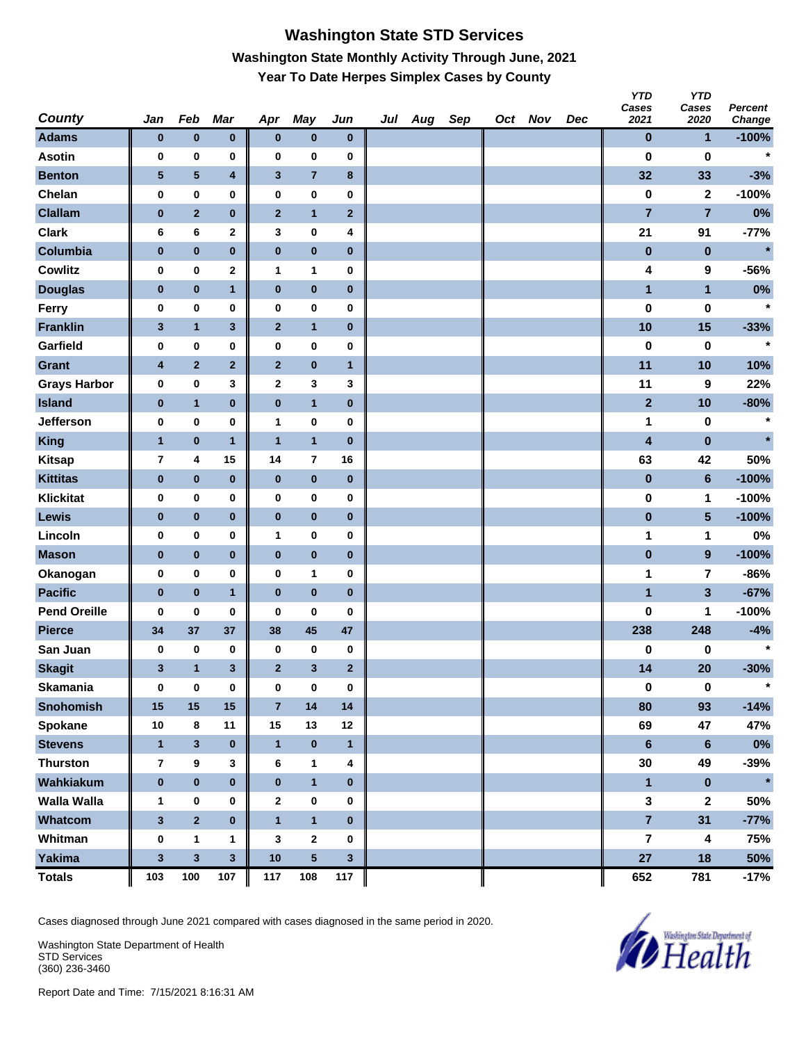# Washington State STD Services

## Washington State Monthly Activity Through June, 2021

### Year To Date Herpes Simplex Cases by County

| County | Jan | Feb | Mar | Apr | May | Jun | Jul | Aug | Sep | Oct | Nov | Dec | YTD Cases 2021 | YTD Cases 2020 | Percent Change |
|---|---|---|---|---|---|---|---|---|---|---|---|---|---|---|---|
| Adams | 0 | 0 | 0 | 0 | 0 | 0 | | | | | | | 0 | 1 | -100% |
| Asotin | 0 | 0 | 0 | 0 | 0 | 0 | | | | | | | 0 | 0 | * |
| Benton | 5 | 5 | 4 | 3 | 7 | 8 | | | | | | | 32 | 33 | -3% |
| Chelan | 0 | 0 | 0 | 0 | 0 | 0 | | | | | | | 0 | 2 | -100% |
| Clallam | 0 | 2 | 0 | 2 | 1 | 2 | | | | | | | 7 | 7 | 0% |
| Clark | 6 | 6 | 2 | 3 | 0 | 4 | | | | | | | 21 | 91 | -77% |
| Columbia | 0 | 0 | 0 | 0 | 0 | 0 | | | | | | | 0 | 0 | * |
| Cowlitz | 0 | 0 | 2 | 1 | 1 | 0 | | | | | | | 4 | 9 | -56% |
| Douglas | 0 | 0 | 1 | 0 | 0 | 0 | | | | | | | 1 | 1 | 0% |
| Ferry | 0 | 0 | 0 | 0 | 0 | 0 | | | | | | | 0 | 0 | * |
| Franklin | 3 | 1 | 3 | 2 | 1 | 0 | | | | | | | 10 | 15 | -33% |
| Garfield | 0 | 0 | 0 | 0 | 0 | 0 | | | | | | | 0 | 0 | * |
| Grant | 4 | 2 | 2 | 2 | 0 | 1 | | | | | | | 11 | 10 | 10% |
| Grays Harbor | 0 | 0 | 3 | 2 | 3 | 3 | | | | | | | 11 | 9 | 22% |
| Island | 0 | 1 | 0 | 0 | 1 | 0 | | | | | | | 2 | 10 | -80% |
| Jefferson | 0 | 0 | 0 | 1 | 0 | 0 | | | | | | | 1 | 0 | * |
| King | 1 | 0 | 1 | 1 | 1 | 0 | | | | | | | 4 | 0 | * |
| Kitsap | 7 | 4 | 15 | 14 | 7 | 16 | | | | | | | 63 | 42 | 50% |
| Kittitas | 0 | 0 | 0 | 0 | 0 | 0 | | | | | | | 0 | 6 | -100% |
| Klickitat | 0 | 0 | 0 | 0 | 0 | 0 | | | | | | | 0 | 1 | -100% |
| Lewis | 0 | 0 | 0 | 0 | 0 | 0 | | | | | | | 0 | 5 | -100% |
| Lincoln | 0 | 0 | 0 | 1 | 0 | 0 | | | | | | | 1 | 1 | 0% |
| Mason | 0 | 0 | 0 | 0 | 0 | 0 | | | | | | | 0 | 9 | -100% |
| Okanogan | 0 | 0 | 0 | 0 | 1 | 0 | | | | | | | 1 | 7 | -86% |
| Pacific | 0 | 0 | 1 | 0 | 0 | 0 | | | | | | | 1 | 3 | -67% |
| Pend Oreille | 0 | 0 | 0 | 0 | 0 | 0 | | | | | | | 0 | 1 | -100% |
| Pierce | 34 | 37 | 37 | 38 | 45 | 47 | | | | | | | 238 | 248 | -4% |
| San Juan | 0 | 0 | 0 | 0 | 0 | 0 | | | | | | | 0 | 0 | * |
| Skagit | 3 | 1 | 3 | 2 | 3 | 2 | | | | | | | 14 | 20 | -30% |
| Skamania | 0 | 0 | 0 | 0 | 0 | 0 | | | | | | | 0 | 0 | * |
| Snohomish | 15 | 15 | 15 | 7 | 14 | 14 | | | | | | | 80 | 93 | -14% |
| Spokane | 10 | 8 | 11 | 15 | 13 | 12 | | | | | | | 69 | 47 | 47% |
| Stevens | 1 | 3 | 0 | 1 | 0 | 1 | | | | | | | 6 | 6 | 0% |
| Thurston | 7 | 9 | 3 | 6 | 1 | 4 | | | | | | | 30 | 49 | -39% |
| Wahkiakum | 0 | 0 | 0 | 0 | 1 | 0 | | | | | | | 1 | 0 | * |
| Walla Walla | 1 | 0 | 0 | 2 | 0 | 0 | | | | | | | 3 | 2 | 50% |
| Whatcom | 3 | 2 | 0 | 1 | 1 | 0 | | | | | | | 7 | 31 | -77% |
| Whitman | 0 | 1 | 1 | 3 | 2 | 0 | | | | | | | 7 | 4 | 75% |
| Yakima | 3 | 3 | 3 | 10 | 5 | 3 | | | | | | | 27 | 18 | 50% |
| Totals | 103 | 100 | 107 | 117 | 108 | 117 | | | | | | | 652 | 781 | -17% |

Cases diagnosed through June 2021 compared with cases diagnosed in the same period in 2020.

Washington State Department of Health
STD Services
(360) 236-3460

Report Date and Time: 7/15/2021 8:16:31 AM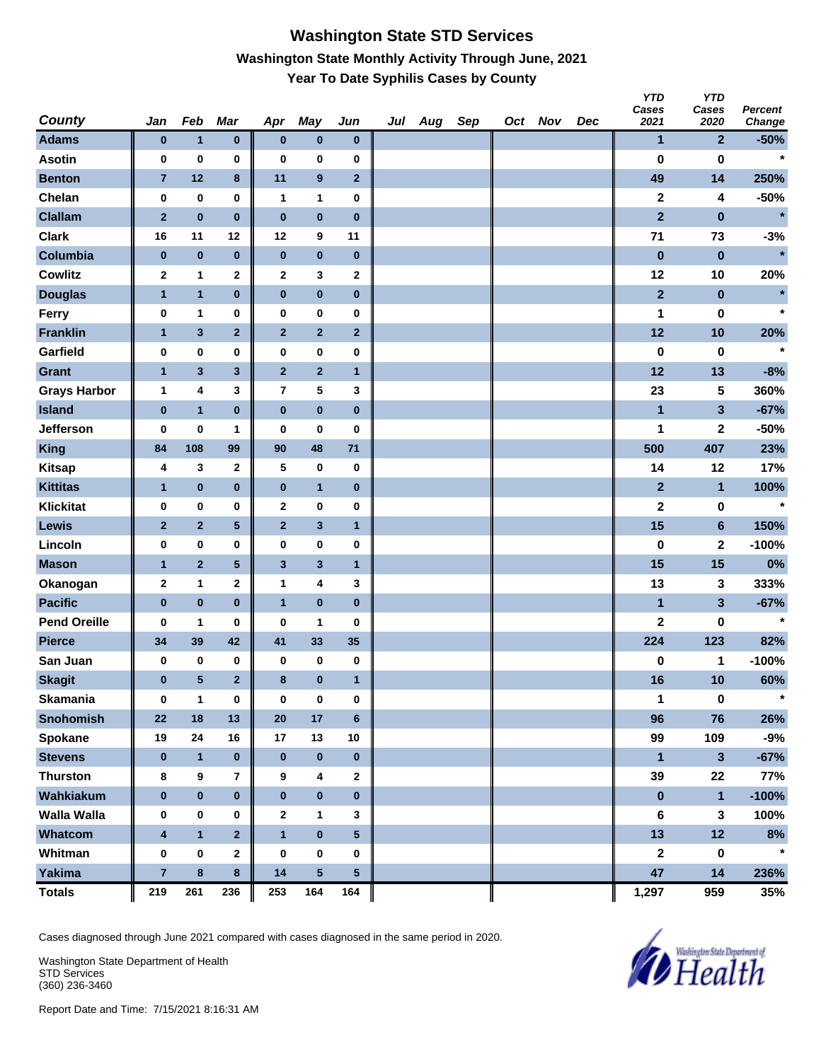# Washington State STD Services

## Washington State Monthly Activity Through June, 2021

### Year To Date Syphilis Cases by County

| County | Jan | Feb | Mar | Apr | May | Jun | Jul | Aug | Sep | Oct | Nov | Dec | YTD Cases 2021 | YTD Cases 2020 | Percent Change |
|---|---|---|---|---|---|---|---|---|---|---|---|---|---|---|---|
| Adams | 0 | 1 | 0 | 0 | 0 | 0 | | | | | | | 1 | 2 | -50% |
| Asotin | 0 | 0 | 0 | 0 | 0 | 0 | | | | | | | 0 | 0 | * |
| Benton | 7 | 12 | 8 | 11 | 9 | 2 | | | | | | | 49 | 14 | 250% |
| Chelan | 0 | 0 | 0 | 1 | 1 | 0 | | | | | | | 2 | 4 | -50% |
| Clallam | 2 | 0 | 0 | 0 | 0 | 0 | | | | | | | 2 | 0 | * |
| Clark | 16 | 11 | 12 | 12 | 9 | 11 | | | | | | | 71 | 73 | -3% |
| Columbia | 0 | 0 | 0 | 0 | 0 | 0 | | | | | | | 0 | 0 | * |
| Cowlitz | 2 | 1 | 2 | 2 | 3 | 2 | | | | | | | 12 | 10 | 20% |
| Douglas | 1 | 1 | 0 | 0 | 0 | 0 | | | | | | | 2 | 0 | * |
| Ferry | 0 | 1 | 0 | 0 | 0 | 0 | | | | | | | 1 | 0 | * |
| Franklin | 1 | 3 | 2 | 2 | 2 | 2 | | | | | | | 12 | 10 | 20% |
| Garfield | 0 | 0 | 0 | 0 | 0 | 0 | | | | | | | 0 | 0 | * |
| Grant | 1 | 3 | 3 | 2 | 2 | 1 | | | | | | | 12 | 13 | -8% |
| Grays Harbor | 1 | 4 | 3 | 7 | 5 | 3 | | | | | | | 23 | 5 | 360% |
| Island | 0 | 1 | 0 | 0 | 0 | 0 | | | | | | | 1 | 3 | -67% |
| Jefferson | 0 | 0 | 1 | 0 | 0 | 0 | | | | | | | 1 | 2 | -50% |
| King | 84 | 108 | 99 | 90 | 48 | 71 | | | | | | | 500 | 407 | 23% |
| Kitsap | 4 | 3 | 2 | 5 | 0 | 0 | | | | | | | 14 | 12 | 17% |
| Kittitas | 1 | 0 | 0 | 0 | 1 | 0 | | | | | | | 2 | 1 | 100% |
| Klickitat | 0 | 0 | 0 | 2 | 0 | 0 | | | | | | | 2 | 0 | * |
| Lewis | 2 | 2 | 5 | 2 | 3 | 1 | | | | | | | 15 | 6 | 150% |
| Lincoln | 0 | 0 | 0 | 0 | 0 | 0 | | | | | | | 0 | 2 | -100% |
| Mason | 1 | 2 | 5 | 3 | 3 | 1 | | | | | | | 15 | 15 | 0% |
| Okanogan | 2 | 1 | 2 | 1 | 4 | 3 | | | | | | | 13 | 3 | 333% |
| Pacific | 0 | 0 | 0 | 1 | 0 | 0 | | | | | | | 1 | 3 | -67% |
| Pend Oreille | 0 | 1 | 0 | 0 | 1 | 0 | | | | | | | 2 | 0 | * |
| Pierce | 34 | 39 | 42 | 41 | 33 | 35 | | | | | | | 224 | 123 | 82% |
| San Juan | 0 | 0 | 0 | 0 | 0 | 0 | | | | | | | 0 | 1 | -100% |
| Skagit | 0 | 5 | 2 | 8 | 0 | 1 | | | | | | | 16 | 10 | 60% |
| Skamania | 0 | 1 | 0 | 0 | 0 | 0 | | | | | | | 1 | 0 | * |
| Snohomish | 22 | 18 | 13 | 20 | 17 | 6 | | | | | | | 96 | 76 | 26% |
| Spokane | 19 | 24 | 16 | 17 | 13 | 10 | | | | | | | 99 | 109 | -9% |
| Stevens | 0 | 1 | 0 | 0 | 0 | 0 | | | | | | | 1 | 3 | -67% |
| Thurston | 8 | 9 | 7 | 9 | 4 | 2 | | | | | | | 39 | 22 | 77% |
| Wahkiakum | 0 | 0 | 0 | 0 | 0 | 0 | | | | | | | 0 | 1 | -100% |
| Walla Walla | 0 | 0 | 0 | 2 | 1 | 3 | | | | | | | 6 | 3 | 100% |
| Whatcom | 4 | 1 | 2 | 1 | 0 | 5 | | | | | | | 13 | 12 | 8% |
| Whitman | 0 | 0 | 2 | 0 | 0 | 0 | | | | | | | 2 | 0 | * |
| Yakima | 7 | 8 | 8 | 14 | 5 | 5 | | | | | | | 47 | 14 | 236% |
| Totals | 219 | 261 | 236 | 253 | 164 | 164 | | | | | | | 1,297 | 959 | 35% |

Cases diagnosed through June 2021 compared with cases diagnosed in the same period in 2020.

Washington State Department of Health
STD Services
(360) 236-3460

Report Date and Time: 7/15/2021 8:16:31 AM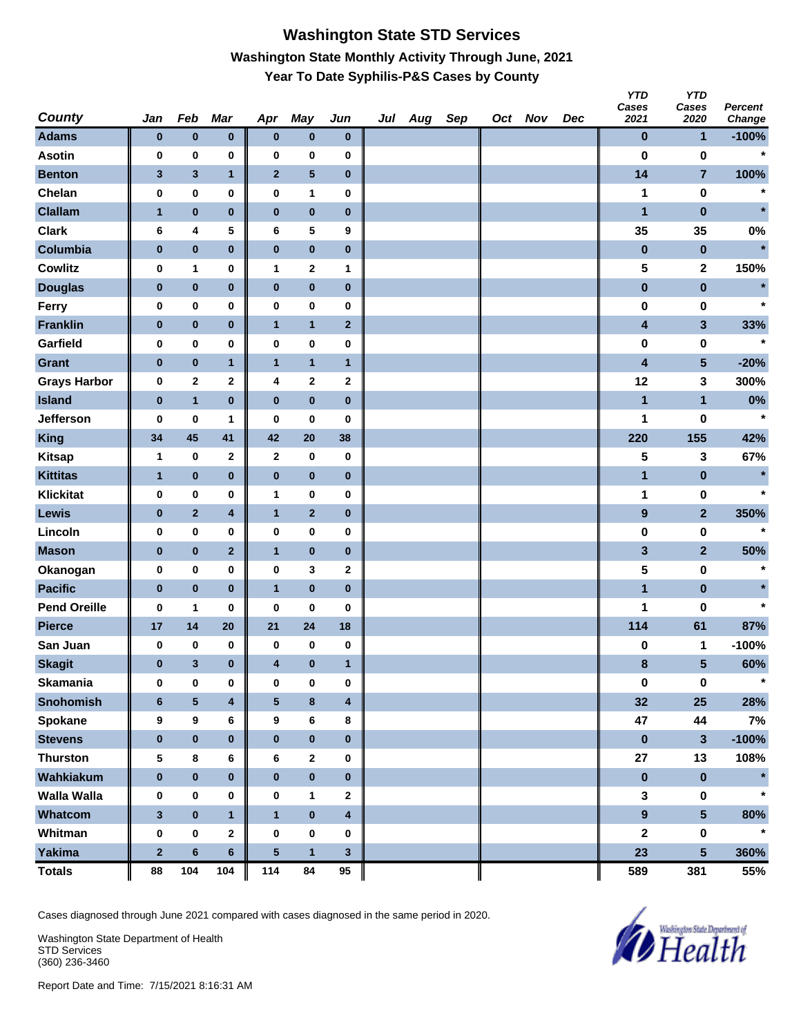# Washington State STD Services

## Washington State Monthly Activity Through June, 2021

### Year To Date Syphilis-P&S Cases by County

| County | Jan | Feb | Mar | Apr | May | Jun | Jul | Aug | Sep | Oct | Nov | Dec | YTD Cases 2021 | YTD Cases 2020 | Percent Change |
|---|---|---|---|---|---|---|---|---|---|---|---|---|---|---|---|
| Adams | 0 | 0 | 0 | 0 | 0 | 0 | | | | | | | 0 | 1 | -100% |
| Asotin | 0 | 0 | 0 | 0 | 0 | 0 | | | | | | | 0 | 0 | * |
| Benton | 3 | 3 | 1 | 2 | 5 | 0 | | | | | | | 14 | 7 | 100% |
| Chelan | 0 | 0 | 0 | 0 | 1 | 0 | | | | | | | 1 | 0 | * |
| Clallam | 1 | 0 | 0 | 0 | 0 | 0 | | | | | | | 1 | 0 | * |
| Clark | 6 | 4 | 5 | 6 | 5 | 9 | | | | | | | 35 | 35 | 0% |
| Columbia | 0 | 0 | 0 | 0 | 0 | 0 | | | | | | | 0 | 0 | * |
| Cowlitz | 0 | 1 | 0 | 1 | 2 | 1 | | | | | | | 5 | 2 | 150% |
| Douglas | 0 | 0 | 0 | 0 | 0 | 0 | | | | | | | 0 | 0 | * |
| Ferry | 0 | 0 | 0 | 0 | 0 | 0 | | | | | | | 0 | 0 | * |
| Franklin | 0 | 0 | 0 | 1 | 1 | 2 | | | | | | | 4 | 3 | 33% |
| Garfield | 0 | 0 | 0 | 0 | 0 | 0 | | | | | | | 0 | 0 | * |
| Grant | 0 | 0 | 1 | 1 | 1 | 1 | | | | | | | 4 | 5 | -20% |
| Grays Harbor | 0 | 2 | 2 | 4 | 2 | 2 | | | | | | | 12 | 3 | 300% |
| Island | 0 | 1 | 0 | 0 | 0 | 0 | | | | | | | 1 | 1 | 0% |
| Jefferson | 0 | 0 | 1 | 0 | 0 | 0 | | | | | | | 1 | 0 | * |
| King | 34 | 45 | 41 | 42 | 20 | 38 | | | | | | | 220 | 155 | 42% |
| Kitsap | 1 | 0 | 2 | 2 | 0 | 0 | | | | | | | 5 | 3 | 67% |
| Kittitas | 1 | 0 | 0 | 0 | 0 | 0 | | | | | | | 1 | 0 | * |
| Klickitat | 0 | 0 | 0 | 1 | 0 | 0 | | | | | | | 1 | 0 | * |
| Lewis | 0 | 2 | 4 | 1 | 2 | 0 | | | | | | | 9 | 2 | 350% |
| Lincoln | 0 | 0 | 0 | 0 | 0 | 0 | | | | | | | 0 | 0 | * |
| Mason | 0 | 0 | 2 | 1 | 0 | 0 | | | | | | | 3 | 2 | 50% |
| Okanogan | 0 | 0 | 0 | 0 | 3 | 2 | | | | | | | 5 | 0 | * |
| Pacific | 0 | 0 | 0 | 1 | 0 | 0 | | | | | | | 1 | 0 | * |
| Pend Oreille | 0 | 1 | 0 | 0 | 0 | 0 | | | | | | | 1 | 0 | * |
| Pierce | 17 | 14 | 20 | 21 | 24 | 18 | | | | | | | 114 | 61 | 87% |
| San Juan | 0 | 0 | 0 | 0 | 0 | 0 | | | | | | | 0 | 1 | -100% |
| Skagit | 0 | 3 | 0 | 4 | 0 | 1 | | | | | | | 8 | 5 | 60% |
| Skamania | 0 | 0 | 0 | 0 | 0 | 0 | | | | | | | 0 | 0 | * |
| Snohomish | 6 | 5 | 4 | 5 | 8 | 4 | | | | | | | 32 | 25 | 28% |
| Spokane | 9 | 9 | 6 | 9 | 6 | 8 | | | | | | | 47 | 44 | 7% |
| Stevens | 0 | 0 | 0 | 0 | 0 | 0 | | | | | | | 0 | 3 | -100% |
| Thurston | 5 | 8 | 6 | 6 | 2 | 0 | | | | | | | 27 | 13 | 108% |
| Wahkiakum | 0 | 0 | 0 | 0 | 0 | 0 | | | | | | | 0 | 0 | * |
| Walla Walla | 0 | 0 | 0 | 0 | 1 | 2 | | | | | | | 3 | 0 | * |
| Whatcom | 3 | 0 | 1 | 1 | 0 | 4 | | | | | | | 9 | 5 | 80% |
| Whitman | 0 | 0 | 2 | 0 | 0 | 0 | | | | | | | 2 | 0 | * |
| Yakima | 2 | 6 | 6 | 5 | 1 | 3 | | | | | | | 23 | 5 | 360% |
| Totals | 88 | 104 | 104 | 114 | 84 | 95 | | | | | | | 589 | 381 | 55% |

Cases diagnosed through June 2021 compared with cases diagnosed in the same period in 2020.

Washington State Department of Health
STD Services
(360) 236-3460

Report Date and Time: 7/15/2021 8:16:31 AM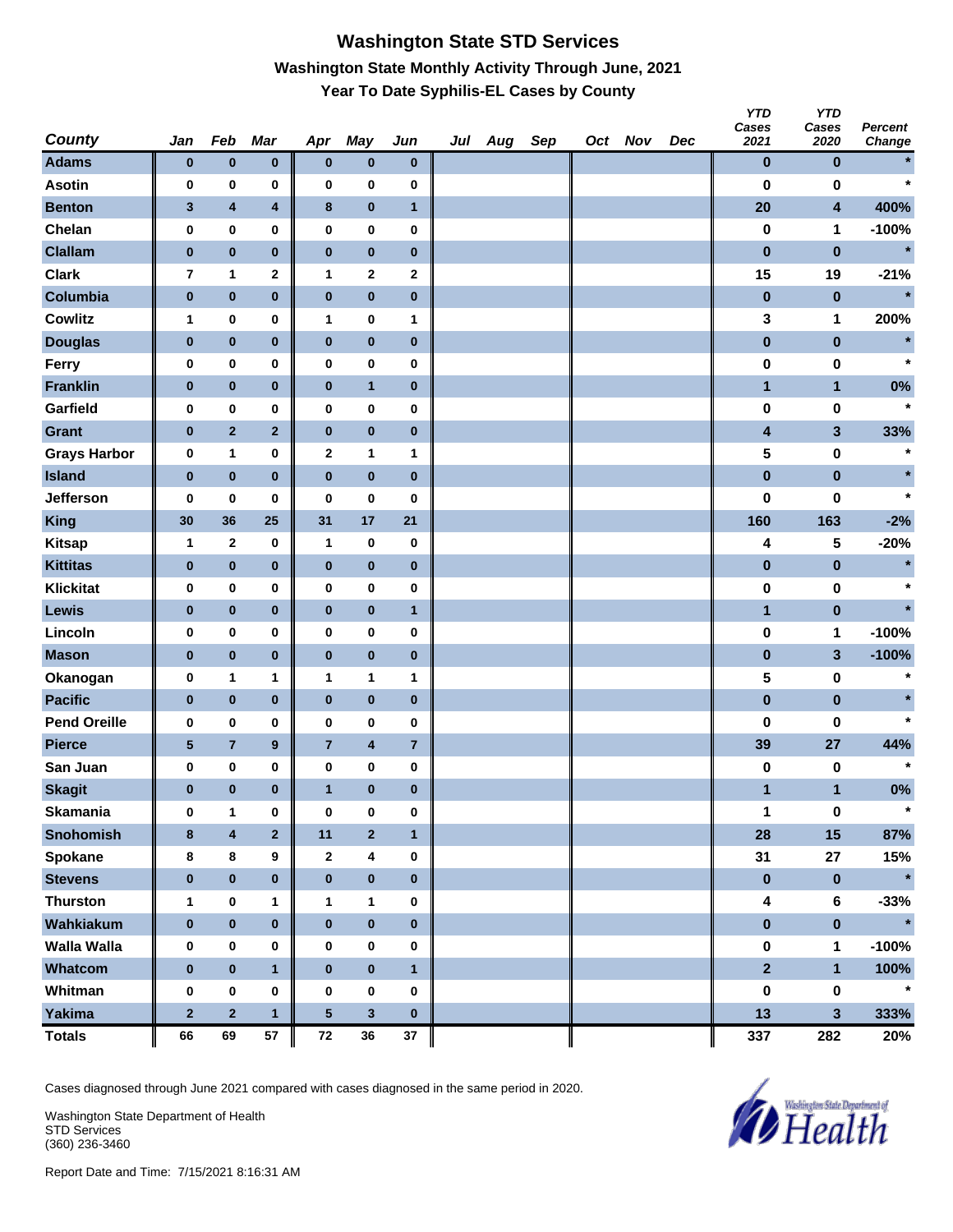# Washington State STD Services

## Washington State Monthly Activity Through June, 2021

### Year To Date Syphilis-EL Cases by County

| County | Jan | Feb | Mar | Apr | May | Jun | Jul | Aug | Sep | Oct | Nov | Dec | YTD Cases 2021 | YTD Cases 2020 | Percent Change |
|---|---|---|---|---|---|---|---|---|---|---|---|---|---|---|---|
| Adams | 0 | 0 | 0 | 0 | 0 | 0 | | | | | | | 0 | 0 | * |
| Asotin | 0 | 0 | 0 | 0 | 0 | 0 | | | | | | | 0 | 0 | * |
| Benton | 3 | 4 | 4 | 8 | 0 | 1 | | | | | | | 20 | 4 | 400% |
| Chelan | 0 | 0 | 0 | 0 | 0 | 0 | | | | | | | 0 | 1 | -100% |
| Clallam | 0 | 0 | 0 | 0 | 0 | 0 | | | | | | | 0 | 0 | * |
| Clark | 7 | 1 | 2 | 1 | 2 | 2 | | | | | | | 15 | 19 | -21% |
| Columbia | 0 | 0 | 0 | 0 | 0 | 0 | | | | | | | 0 | 0 | * |
| Cowlitz | 1 | 0 | 0 | 1 | 0 | 1 | | | | | | | 3 | 1 | 200% |
| Douglas | 0 | 0 | 0 | 0 | 0 | 0 | | | | | | | 0 | 0 | * |
| Ferry | 0 | 0 | 0 | 0 | 0 | 0 | | | | | | | 0 | 0 | * |
| Franklin | 0 | 0 | 0 | 0 | 1 | 0 | | | | | | | 1 | 1 | 0% |
| Garfield | 0 | 0 | 0 | 0 | 0 | 0 | | | | | | | 0 | 0 | * |
| Grant | 0 | 2 | 2 | 0 | 0 | 0 | | | | | | | 4 | 3 | 33% |
| Grays Harbor | 0 | 1 | 0 | 2 | 1 | 1 | | | | | | | 5 | 0 | * |
| Island | 0 | 0 | 0 | 0 | 0 | 0 | | | | | | | 0 | 0 | * |
| Jefferson | 0 | 0 | 0 | 0 | 0 | 0 | | | | | | | 0 | 0 | * |
| King | 30 | 36 | 25 | 31 | 17 | 21 | | | | | | | 160 | 163 | -2% |
| Kitsap | 1 | 2 | 0 | 1 | 0 | 0 | | | | | | | 4 | 5 | -20% |
| Kittitas | 0 | 0 | 0 | 0 | 0 | 0 | | | | | | | 0 | 0 | * |
| Klickitat | 0 | 0 | 0 | 0 | 0 | 0 | | | | | | | 0 | 0 | * |
| Lewis | 0 | 0 | 0 | 0 | 0 | 1 | | | | | | | 1 | 0 | * |
| Lincoln | 0 | 0 | 0 | 0 | 0 | 0 | | | | | | | 0 | 1 | -100% |
| Mason | 0 | 0 | 0 | 0 | 0 | 0 | | | | | | | 0 | 3 | -100% |
| Okanogan | 0 | 1 | 1 | 1 | 1 | 1 | | | | | | | 5 | 0 | * |
| Pacific | 0 | 0 | 0 | 0 | 0 | 0 | | | | | | | 0 | 0 | * |
| Pend Oreille | 0 | 0 | 0 | 0 | 0 | 0 | | | | | | | 0 | 0 | * |
| Pierce | 5 | 7 | 9 | 7 | 4 | 7 | | | | | | | 39 | 27 | 44% |
| San Juan | 0 | 0 | 0 | 0 | 0 | 0 | | | | | | | 0 | 0 | * |
| Skagit | 0 | 0 | 0 | 1 | 0 | 0 | | | | | | | 1 | 1 | 0% |
| Skamania | 0 | 1 | 0 | 0 | 0 | 0 | | | | | | | 1 | 0 | * |
| Snohomish | 8 | 4 | 2 | 11 | 2 | 1 | | | | | | | 28 | 15 | 87% |
| Spokane | 8 | 8 | 9 | 2 | 4 | 0 | | | | | | | 31 | 27 | 15% |
| Stevens | 0 | 0 | 0 | 0 | 0 | 0 | | | | | | | 0 | 0 | * |
| Thurston | 1 | 0 | 1 | 1 | 1 | 0 | | | | | | | 4 | 6 | -33% |
| Wahkiakum | 0 | 0 | 0 | 0 | 0 | 0 | | | | | | | 0 | 0 | * |
| Walla Walla | 0 | 0 | 0 | 0 | 0 | 0 | | | | | | | 0 | 1 | -100% |
| Whatcom | 0 | 0 | 1 | 0 | 0 | 1 | | | | | | | 2 | 1 | 100% |
| Whitman | 0 | 0 | 0 | 0 | 0 | 0 | | | | | | | 0 | 0 | * |
| Yakima | 2 | 2 | 1 | 5 | 3 | 0 | | | | | | | 13 | 3 | 333% |
| **Totals** | 66 | 69 | 57 | 72 | 36 | 37 | | | | | | | 337 | 282 | 20% |

Cases diagnosed through June 2021 compared with cases diagnosed in the same period in 2020.

Washington State Department of Health
STD Services
(360) 236-3460

Report Date and Time: 7/15/2021 8:16:31 AM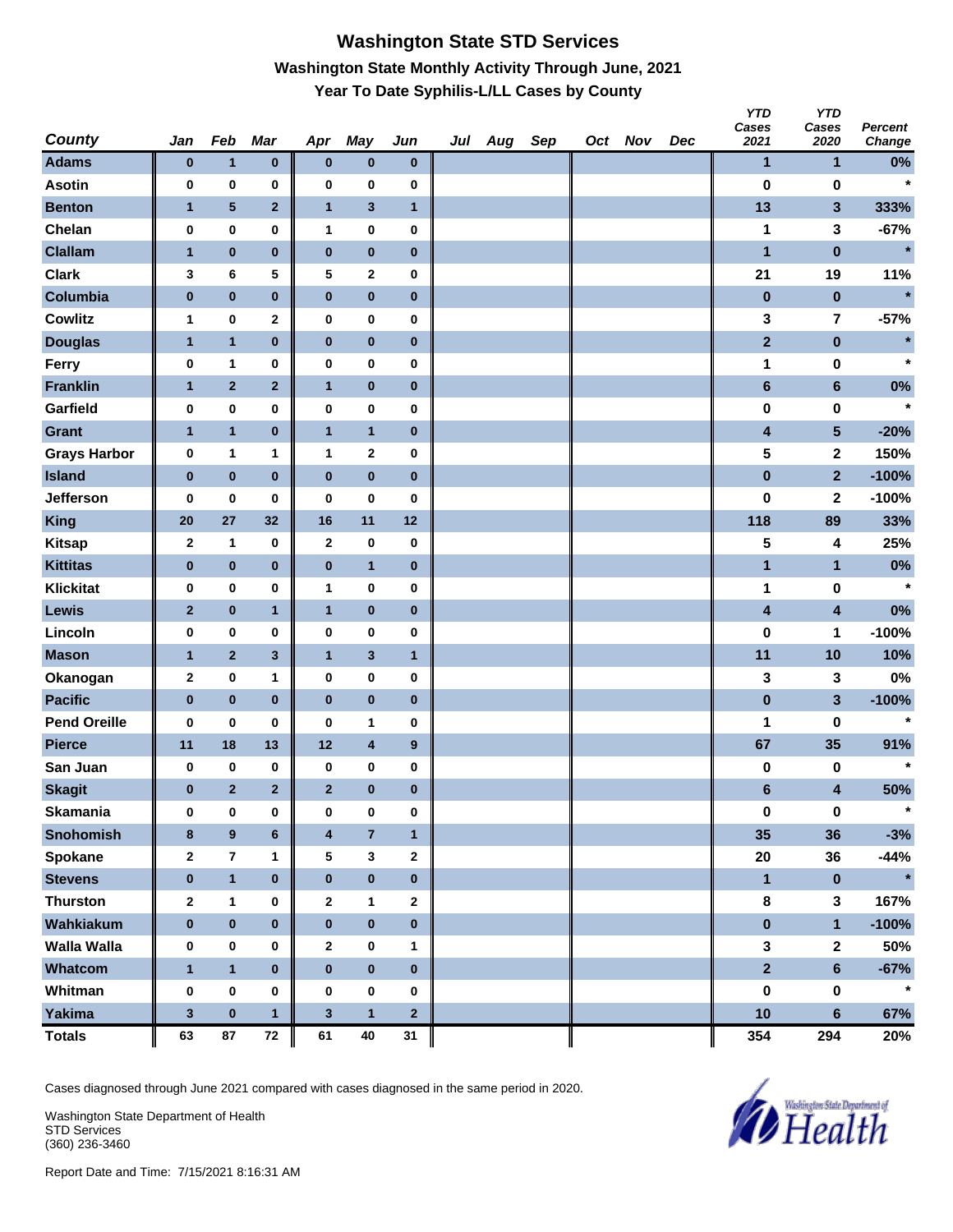# Washington State STD Services

## Washington State Monthly Activity Through June, 2021

### Year To Date Syphilis-L/LL Cases by County

| County | Jan | Feb | Mar | Apr | May | Jun | Jul | Aug | Sep | Oct | Nov | Dec | YTD Cases 2021 | YTD Cases 2020 | Percent Change |
|---|---|---|---|---|---|---|---|---|---|---|---|---|---|---|---|
| Adams | 0 | 1 | 0 | 0 | 0 | 0 | | | | | | | 1 | 1 | 0% |
| Asotin | 0 | 0 | 0 | 0 | 0 | 0 | | | | | | | 0 | 0 | * |
| Benton | 1 | 5 | 2 | 1 | 3 | 1 | | | | | | | 13 | 3 | 333% |
| Chelan | 0 | 0 | 0 | 1 | 0 | 0 | | | | | | | 1 | 3 | -67% |
| Clallam | 1 | 0 | 0 | 0 | 0 | 0 | | | | | | | 1 | 0 | * |
| Clark | 3 | 6 | 5 | 5 | 2 | 0 | | | | | | | 21 | 19 | 11% |
| Columbia | 0 | 0 | 0 | 0 | 0 | 0 | | | | | | | 0 | 0 | * |
| Cowlitz | 1 | 0 | 2 | 0 | 0 | 0 | | | | | | | 3 | 7 | -57% |
| Douglas | 1 | 1 | 0 | 0 | 0 | 0 | | | | | | | 2 | 0 | * |
| Ferry | 0 | 1 | 0 | 0 | 0 | 0 | | | | | | | 1 | 0 | * |
| Franklin | 1 | 2 | 2 | 1 | 0 | 0 | | | | | | | 6 | 6 | 0% |
| Garfield | 0 | 0 | 0 | 0 | 0 | 0 | | | | | | | 0 | 0 | * |
| Grant | 1 | 1 | 0 | 1 | 1 | 0 | | | | | | | 4 | 5 | -20% |
| Grays Harbor | 0 | 1 | 1 | 1 | 2 | 0 | | | | | | | 5 | 2 | 150% |
| Island | 0 | 0 | 0 | 0 | 0 | 0 | | | | | | | 0 | 2 | -100% |
| Jefferson | 0 | 0 | 0 | 0 | 0 | 0 | | | | | | | 0 | 2 | -100% |
| King | 20 | 27 | 32 | 16 | 11 | 12 | | | | | | | 118 | 89 | 33% |
| Kitsap | 2 | 1 | 0 | 2 | 0 | 0 | | | | | | | 5 | 4 | 25% |
| Kittitas | 0 | 0 | 0 | 0 | 1 | 0 | | | | | | | 1 | 1 | 0% |
| Klickitat | 0 | 0 | 0 | 1 | 0 | 0 | | | | | | | 1 | 0 | * |
| Lewis | 2 | 0 | 1 | 1 | 0 | 0 | | | | | | | 4 | 4 | 0% |
| Lincoln | 0 | 0 | 0 | 0 | 0 | 0 | | | | | | | 0 | 1 | -100% |
| Mason | 1 | 2 | 3 | 1 | 3 | 1 | | | | | | | 11 | 10 | 10% |
| Okanogan | 2 | 0 | 1 | 0 | 0 | 0 | | | | | | | 3 | 3 | 0% |
| Pacific | 0 | 0 | 0 | 0 | 0 | 0 | | | | | | | 0 | 3 | -100% |
| Pend Oreille | 0 | 0 | 0 | 0 | 1 | 0 | | | | | | | 1 | 0 | * |
| Pierce | 11 | 18 | 13 | 12 | 4 | 9 | | | | | | | 67 | 35 | 91% |
| San Juan | 0 | 0 | 0 | 0 | 0 | 0 | | | | | | | 0 | 0 | * |
| Skagit | 0 | 2 | 2 | 2 | 0 | 0 | | | | | | | 6 | 4 | 50% |
| Skamania | 0 | 0 | 0 | 0 | 0 | 0 | | | | | | | 0 | 0 | * |
| Snohomish | 8 | 9 | 6 | 4 | 7 | 1 | | | | | | | 35 | 36 | -3% |
| Spokane | 2 | 7 | 1 | 5 | 3 | 2 | | | | | | | 20 | 36 | -44% |
| Stevens | 0 | 1 | 0 | 0 | 0 | 0 | | | | | | | 1 | 0 | * |
| Thurston | 2 | 1 | 0 | 2 | 1 | 2 | | | | | | | 8 | 3 | 167% |
| Wahkiakum | 0 | 0 | 0 | 0 | 0 | 0 | | | | | | | 0 | 1 | -100% |
| Walla Walla | 0 | 0 | 0 | 2 | 0 | 1 | | | | | | | 3 | 2 | 50% |
| Whatcom | 1 | 1 | 0 | 0 | 0 | 0 | | | | | | | 2 | 6 | -67% |
| Whitman | 0 | 0 | 0 | 0 | 0 | 0 | | | | | | | 0 | 0 | * |
| Yakima | 3 | 0 | 1 | 3 | 1 | 2 | | | | | | | 10 | 6 | 67% |
| Totals | 63 | 87 | 72 | 61 | 40 | 31 | | | | | | | 354 | 294 | 20% |

Cases diagnosed through June 2021 compared with cases diagnosed in the same period in 2020.

Washington State Department of Health
STD Services
(360) 236-3460

Report Date and Time: 7/15/2021 8:16:31 AM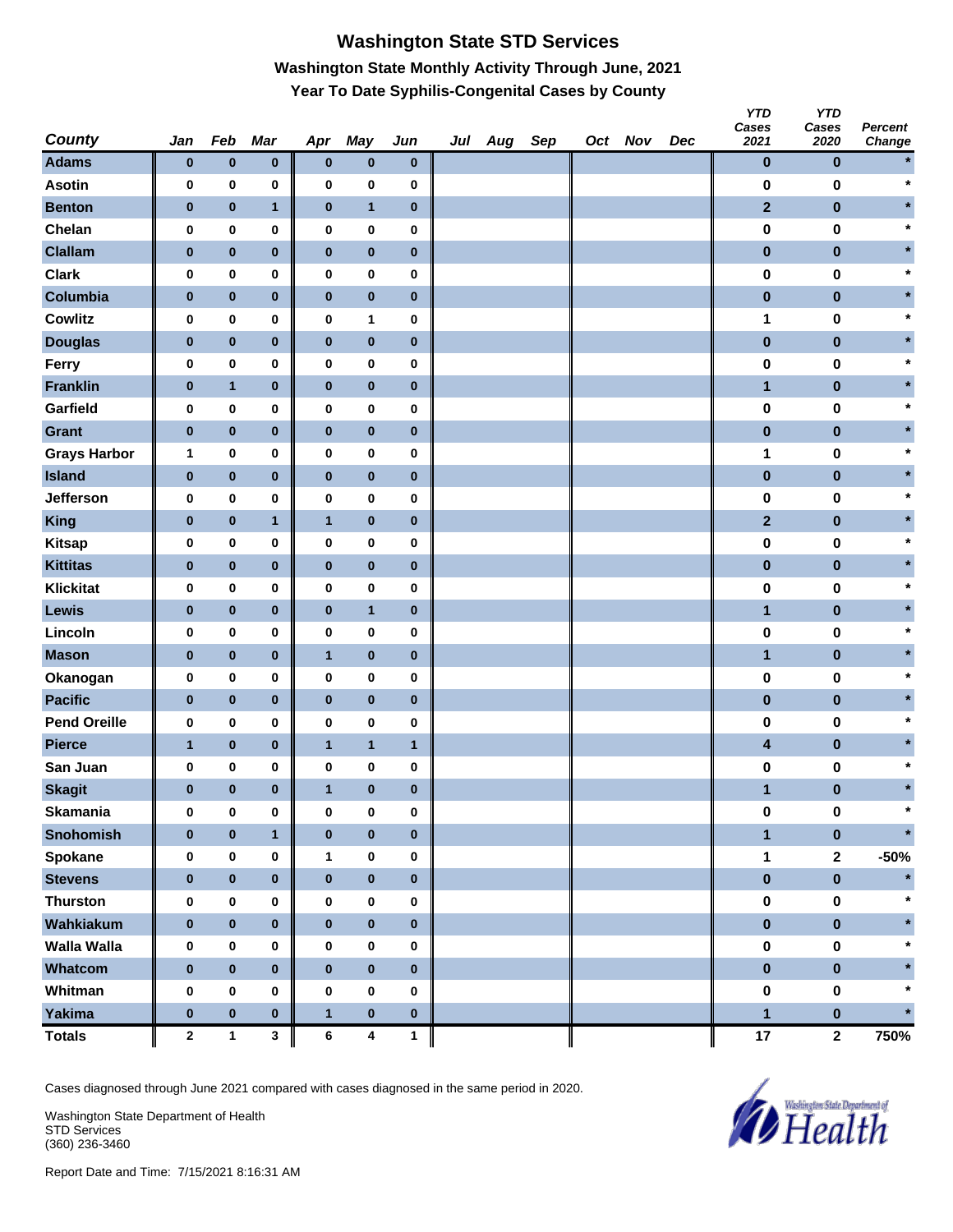# Washington State STD Services

## Washington State Monthly Activity Through June, 2021

### Year To Date Syphilis-Congenital Cases by County

| County | Jan | Feb | Mar | Apr | May | Jun | Jul | Aug | Sep | Oct | Nov | Dec | YTD Cases 2021 | YTD Cases 2020 | Percent Change |
|---|---|---|---|---|---|---|---|---|---|---|---|---|---|---|---|
| Adams | 0 | 0 | 0 | 0 | 0 | 0 | | | | | | | 0 | 0 | * |
| Asotin | 0 | 0 | 0 | 0 | 0 | 0 | | | | | | | 0 | 0 | * |
| Benton | 0 | 0 | 1 | 0 | 1 | 0 | | | | | | | 2 | 0 | * |
| Chelan | 0 | 0 | 0 | 0 | 0 | 0 | | | | | | | 0 | 0 | * |
| Clallam | 0 | 0 | 0 | 0 | 0 | 0 | | | | | | | 0 | 0 | * |
| Clark | 0 | 0 | 0 | 0 | 0 | 0 | | | | | | | 0 | 0 | * |
| Columbia | 0 | 0 | 0 | 0 | 0 | 0 | | | | | | | 0 | 0 | * |
| Cowlitz | 0 | 0 | 0 | 0 | 1 | 0 | | | | | | | 1 | 0 | * |
| Douglas | 0 | 0 | 0 | 0 | 0 | 0 | | | | | | | 0 | 0 | * |
| Ferry | 0 | 0 | 0 | 0 | 0 | 0 | | | | | | | 0 | 0 | * |
| Franklin | 0 | 1 | 0 | 0 | 0 | 0 | | | | | | | 1 | 0 | * |
| Garfield | 0 | 0 | 0 | 0 | 0 | 0 | | | | | | | 0 | 0 | * |
| Grant | 0 | 0 | 0 | 0 | 0 | 0 | | | | | | | 0 | 0 | * |
| Grays Harbor | 1 | 0 | 0 | 0 | 0 | 0 | | | | | | | 1 | 0 | * |
| Island | 0 | 0 | 0 | 0 | 0 | 0 | | | | | | | 0 | 0 | * |
| Jefferson | 0 | 0 | 0 | 0 | 0 | 0 | | | | | | | 0 | 0 | * |
| King | 0 | 0 | 1 | 1 | 0 | 0 | | | | | | | 2 | 0 | * |
| Kitsap | 0 | 0 | 0 | 0 | 0 | 0 | | | | | | | 0 | 0 | * |
| Kittitas | 0 | 0 | 0 | 0 | 0 | 0 | | | | | | | 0 | 0 | * |
| Klickitat | 0 | 0 | 0 | 0 | 0 | 0 | | | | | | | 0 | 0 | * |
| Lewis | 0 | 0 | 0 | 0 | 1 | 0 | | | | | | | 1 | 0 | * |
| Lincoln | 0 | 0 | 0 | 0 | 0 | 0 | | | | | | | 0 | 0 | * |
| Mason | 0 | 0 | 0 | 1 | 0 | 0 | | | | | | | 1 | 0 | * |
| Okanogan | 0 | 0 | 0 | 0 | 0 | 0 | | | | | | | 0 | 0 | * |
| Pacific | 0 | 0 | 0 | 0 | 0 | 0 | | | | | | | 0 | 0 | * |
| Pend Oreille | 0 | 0 | 0 | 0 | 0 | 0 | | | | | | | 0 | 0 | * |
| Pierce | 1 | 0 | 0 | 1 | 1 | 1 | | | | | | | 4 | 0 | * |
| San Juan | 0 | 0 | 0 | 0 | 0 | 0 | | | | | | | 0 | 0 | * |
| Skagit | 0 | 0 | 0 | 1 | 0 | 0 | | | | | | | 1 | 0 | * |
| Skamania | 0 | 0 | 0 | 0 | 0 | 0 | | | | | | | 0 | 0 | * |
| Snohomish | 0 | 0 | 1 | 0 | 0 | 0 | | | | | | | 1 | 0 | * |
| Spokane | 0 | 0 | 0 | 1 | 0 | 0 | | | | | | | 1 | 2 | -50% |
| Stevens | 0 | 0 | 0 | 0 | 0 | 0 | | | | | | | 0 | 0 | * |
| Thurston | 0 | 0 | 0 | 0 | 0 | 0 | | | | | | | 0 | 0 | * |
| Wahkiakum | 0 | 0 | 0 | 0 | 0 | 0 | | | | | | | 0 | 0 | * |
| Walla Walla | 0 | 0 | 0 | 0 | 0 | 0 | | | | | | | 0 | 0 | * |
| Whatcom | 0 | 0 | 0 | 0 | 0 | 0 | | | | | | | 0 | 0 | * |
| Whitman | 0 | 0 | 0 | 0 | 0 | 0 | | | | | | | 0 | 0 | * |
| Yakima | 0 | 0 | 0 | 1 | 0 | 0 | | | | | | | 1 | 0 | * |
| Totals | 2 | 1 | 3 | 6 | 4 | 1 | | | | | | | 17 | 2 | 750% |

Cases diagnosed through June 2021 compared with cases diagnosed in the same period in 2020.

Washington State Department of Health
STD Services
(360) 236-3460

Washington State Department of Health

Report Date and Time: 7/15/2021 8:16:31 AM